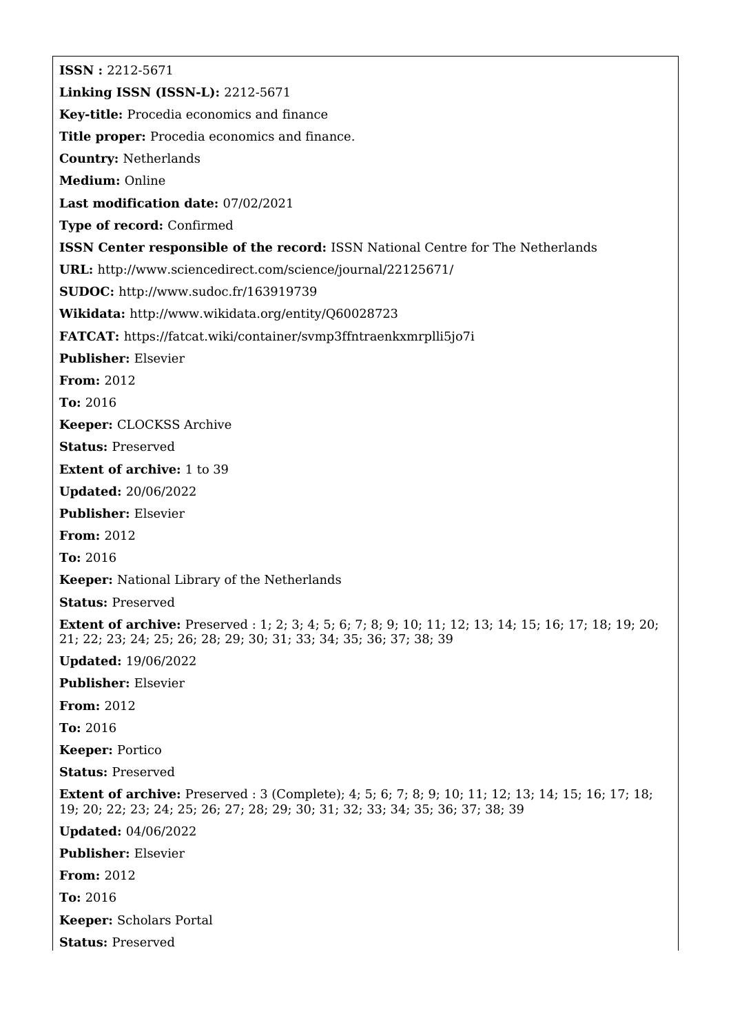**ISSN :** 2212-5671

**Linking ISSN (ISSN-L):** 2212-5671

**Key-title:** Procedia economics and finance

**Title proper:** Procedia economics and finance.

**Country:** Netherlands

**Medium:** Online

**Last modification date:** 07/02/2021

**Type of record:** Confirmed

**ISSN Center responsible of the record:** ISSN National Centre for The Netherlands

**URL:** http://www.sciencedirect.com/science/journal/22125671/

**SUDOC:** http://www.sudoc.fr/163919739

**Wikidata:** http://www.wikidata.org/entity/Q60028723

**FATCAT:** https://fatcat.wiki/container/svmp3ffntraenkxmrplli5jo7i

**Publisher:** Elsevier

**From:** 2012

**To:** 2016

**Keeper:** CLOCKSS Archive

**Status:** Preserved

**Extent of archive:** 1 to 39

**Updated:** 20/06/2022

**Publisher:** Elsevier

**From:** 2012

**To:** 2016

**Keeper:** National Library of the Netherlands

**Status:** Preserved

**Extent of archive:** Preserved : 1; 2; 3; 4; 5; 6; 7; 8; 9; 10; 11; 12; 13; 14; 15; 16; 17; 18; 19; 20; 21; 22; 23; 24; 25; 26; 28; 29; 30; 31; 33; 34; 35; 36; 37; 38; 39

**Updated:** 19/06/2022

**Publisher:** Elsevier

**From:** 2012

**To:** 2016

**Keeper:** Portico

**Status:** Preserved

**Extent of archive:** Preserved : 3 (Complete); 4; 5; 6; 7; 8; 9; 10; 11; 12; 13; 14; 15; 16; 17; 18; 19; 20; 22; 23; 24; 25; 26; 27; 28; 29; 30; 31; 32; 33; 34; 35; 36; 37; 38; 39

**Updated:** 04/06/2022

**Publisher:** Elsevier

**From:** 2012

**To:** 2016

**Keeper:** Scholars Portal

**Status:** Preserved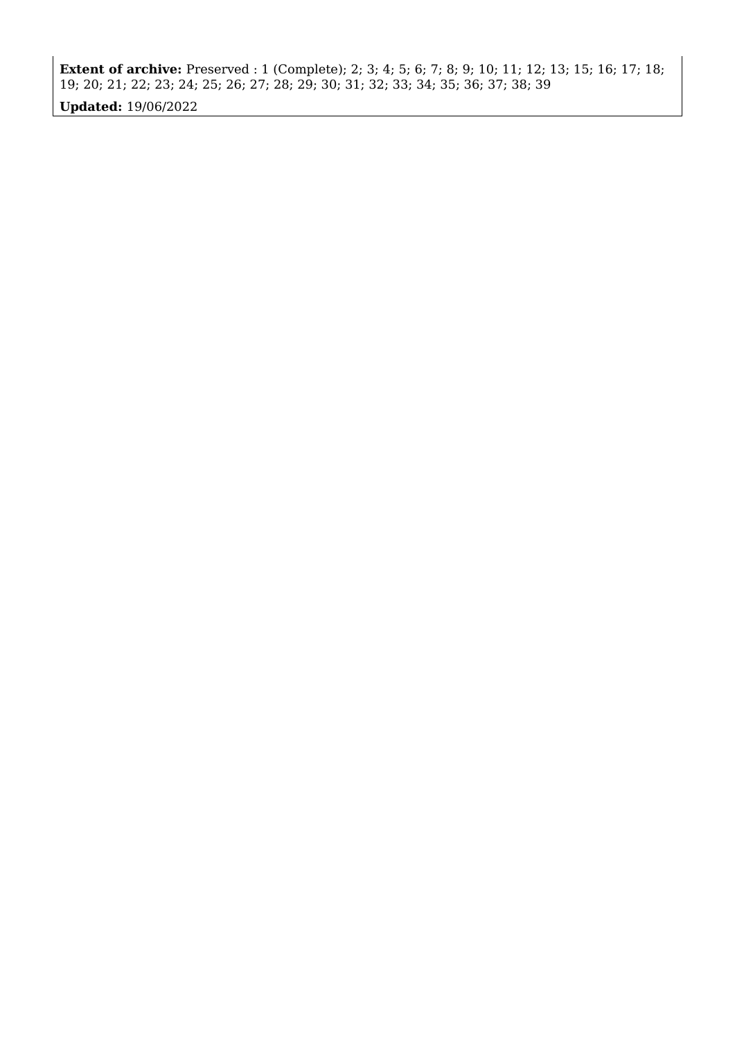**Extent of archive:** Preserved : 1 (Complete); 2; 3; 4; 5; 6; 7; 8; 9; 10; 11; 12; 13; 15; 16; 17; 18; 19; 20; 21; 22; 23; 24; 25; 26; 27; 28; 29; 30; 31; 32; 33; 34; 35; 36; 37; 38; 39

**Updated:** 19/06/2022